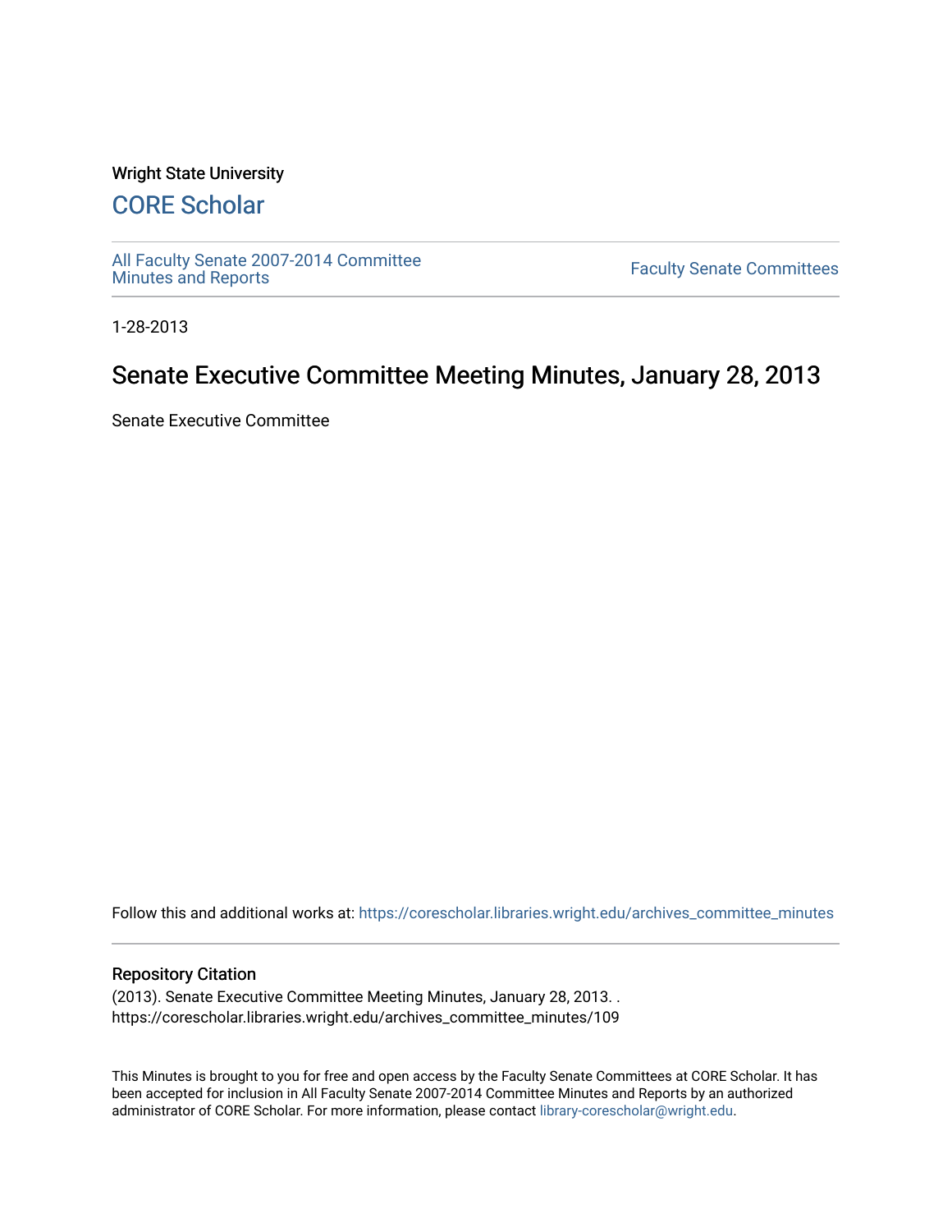Wright State University

CORE Scholar

All Faculty Senate 2007-2014 Committee Minutes and Reports

Faculty Senate Committees

1-28-2013

# Senate Executive Committee Meeting Minutes, January 28, 2013

Senate Executive Committee

Follow this and additional works at: https://corescholar.libraries.wright.edu/archives_committee_minutes

## Repository Citation

(2013). Senate Executive Committee Meeting Minutes, January 28, 2013. .
https://corescholar.libraries.wright.edu/archives_committee_minutes/109

This Minutes is brought to you for free and open access by the Faculty Senate Committees at CORE Scholar. It has been accepted for inclusion in All Faculty Senate 2007-2014 Committee Minutes and Reports by an authorized administrator of CORE Scholar. For more information, please contact library-corescholar@wright.edu.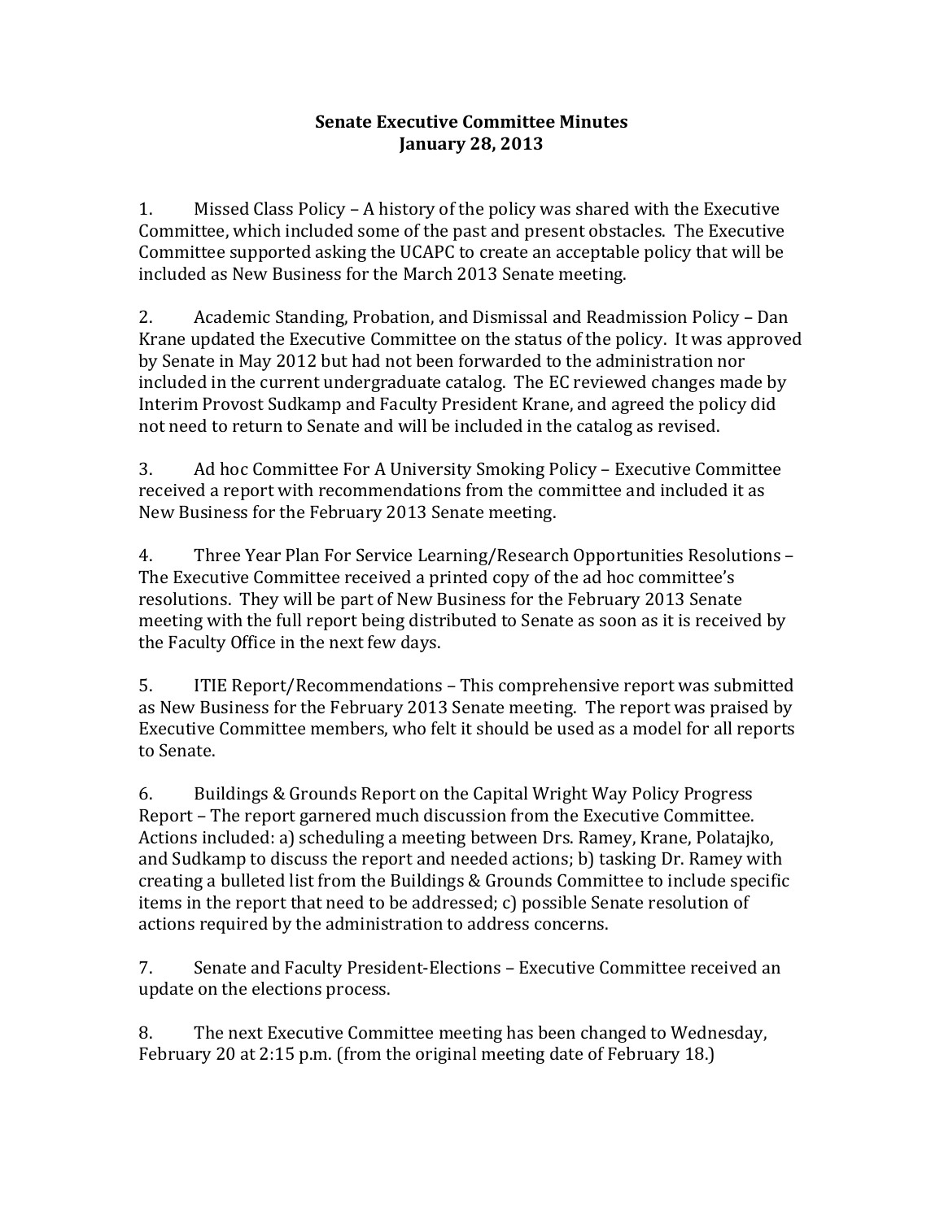# Senate Executive Committee Minutes
## January 28, 2013

1. Missed Class Policy – A history of the policy was shared with the Executive Committee, which included some of the past and present obstacles. The Executive Committee supported asking the UCAPC to create an acceptable policy that will be included as New Business for the March 2013 Senate meeting.

2. Academic Standing, Probation, and Dismissal and Readmission Policy – Dan Krane updated the Executive Committee on the status of the policy. It was approved by Senate in May 2012 but had not been forwarded to the administration nor included in the current undergraduate catalog. The EC reviewed changes made by Interim Provost Sudkamp and Faculty President Krane, and agreed the policy did not need to return to Senate and will be included in the catalog as revised.

3. Ad hoc Committee For A University Smoking Policy – Executive Committee received a report with recommendations from the committee and included it as New Business for the February 2013 Senate meeting.

4. Three Year Plan For Service Learning/Research Opportunities Resolutions – The Executive Committee received a printed copy of the ad hoc committee's resolutions. They will be part of New Business for the February 2013 Senate meeting with the full report being distributed to Senate as soon as it is received by the Faculty Office in the next few days.

5. ITIE Report/Recommendations – This comprehensive report was submitted as New Business for the February 2013 Senate meeting. The report was praised by Executive Committee members, who felt it should be used as a model for all reports to Senate.

6. Buildings & Grounds Report on the Capital Wright Way Policy Progress Report – The report garnered much discussion from the Executive Committee. Actions included: a) scheduling a meeting between Drs. Ramey, Krane, Polatajko, and Sudkamp to discuss the report and needed actions; b) tasking Dr. Ramey with creating a bulleted list from the Buildings & Grounds Committee to include specific items in the report that need to be addressed; c) possible Senate resolution of actions required by the administration to address concerns.

7. Senate and Faculty President-Elections – Executive Committee received an update on the elections process.

8. The next Executive Committee meeting has been changed to Wednesday, February 20 at 2:15 p.m. (from the original meeting date of February 18.)